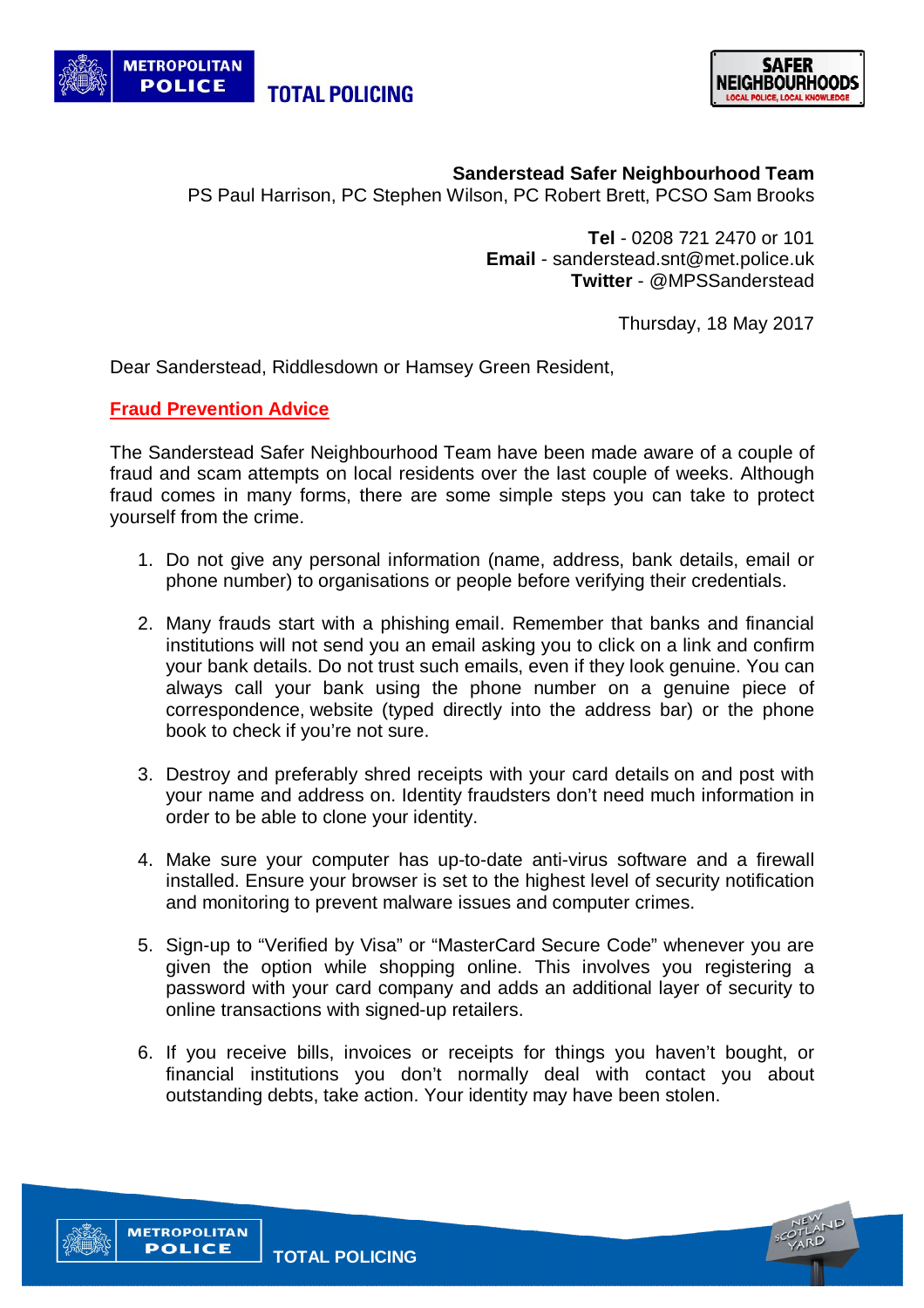METROPOLITAN POLICE TOTAL POLICING

SAFER NEIGHBOURHOODS LOCAL POLICE, LOCAL KNOWLEDGE

**Sanderstead Safer Neighbourhood Team**
PS Paul Harrison, PC Stephen Wilson, PC Robert Brett, PCSO Sam Brooks

**Tel** - 0208 721 2470 or 101
**Email** - sanderstead.snt@met.police.uk
**Twitter** - @MPSSanderstead

Thursday, 18 May 2017

Dear Sanderstead, Riddlesdown or Hamsey Green Resident,

## Fraud Prevention Advice

The Sanderstead Safer Neighbourhood Team have been made aware of a couple of fraud and scam attempts on local residents over the last couple of weeks. Although fraud comes in many forms, there are some simple steps you can take to protect yourself from the crime.

1. Do not give any personal information (name, address, bank details, email or phone number) to organisations or people before verifying their credentials.

2. Many frauds start with a phishing email. Remember that banks and financial institutions will not send you an email asking you to click on a link and confirm your bank details. Do not trust such emails, even if they look genuine. You can always call your bank using the phone number on a genuine piece of correspondence, website (typed directly into the address bar) or the phone book to check if you're not sure.

3. Destroy and preferably shred receipts with your card details on and post with your name and address on. Identity fraudsters don't need much information in order to be able to clone your identity.

4. Make sure your computer has up-to-date anti-virus software and a firewall installed. Ensure your browser is set to the highest level of security notification and monitoring to prevent malware issues and computer crimes.

5. Sign-up to "Verified by Visa" or "MasterCard Secure Code" whenever you are given the option while shopping online. This involves you registering a password with your card company and adds an additional layer of security to online transactions with signed-up retailers.

6. If you receive bills, invoices or receipts for things you haven't bought, or financial institutions you don't normally deal with contact you about outstanding debts, take action. Your identity may have been stolen.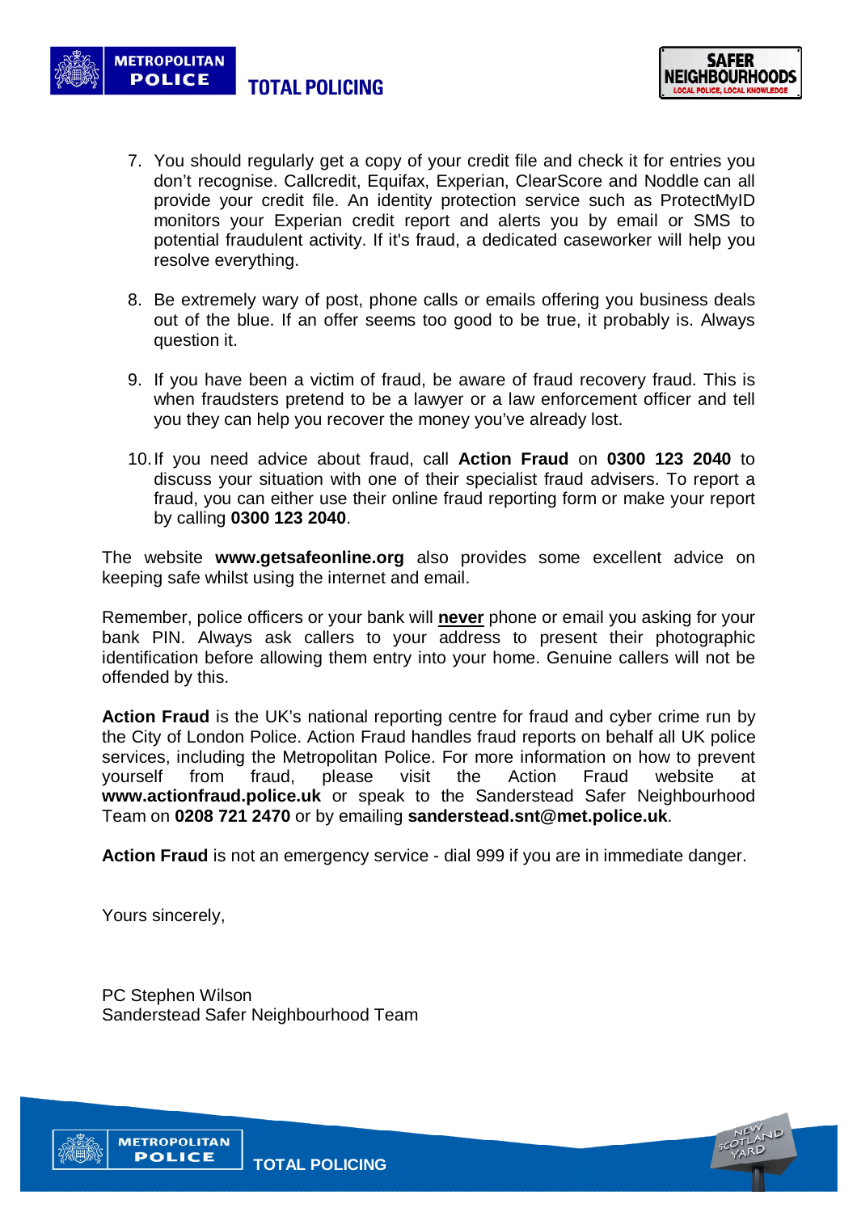7. You should regularly get a copy of your credit file and check it for entries you don't recognise. Callcredit, Equifax, Experian, ClearScore and Noddle can all provide your credit file. An identity protection service such as ProtectMyID monitors your Experian credit report and alerts you by email or SMS to potential fraudulent activity. If it's fraud, a dedicated caseworker will help you resolve everything.

8. Be extremely wary of post, phone calls or emails offering you business deals out of the blue. If an offer seems too good to be true, it probably is. Always question it.

9. If you have been a victim of fraud, be aware of fraud recovery fraud. This is when fraudsters pretend to be a lawyer or a law enforcement officer and tell you they can help you recover the money you've already lost.

10. If you need advice about fraud, call **Action Fraud** on **0300 123 2040** to discuss your situation with one of their specialist fraud advisers. To report a fraud, you can either use their online fraud reporting form or make your report by calling **0300 123 2040**.

The website **www.getsafeonline.org** also provides some excellent advice on keeping safe whilst using the internet and email.

Remember, police officers or your bank will **never** phone or email you asking for your bank PIN. Always ask callers to your address to present their photographic identification before allowing them entry into your home. Genuine callers will not be offended by this.

**Action Fraud** is the UK's national reporting centre for fraud and cyber crime run by the City of London Police. Action Fraud handles fraud reports on behalf all UK police services, including the Metropolitan Police. For more information on how to prevent yourself from fraud, please visit the Action Fraud website at **www.actionfraud.police.uk** or speak to the Sanderstead Safer Neighbourhood Team on **0208 721 2470** or by emailing **sanderstead.snt@met.police.uk**.

**Action Fraud** is not an emergency service - dial 999 if you are in immediate danger.

Yours sincerely,

PC Stephen Wilson
Sanderstead Safer Neighbourhood Team